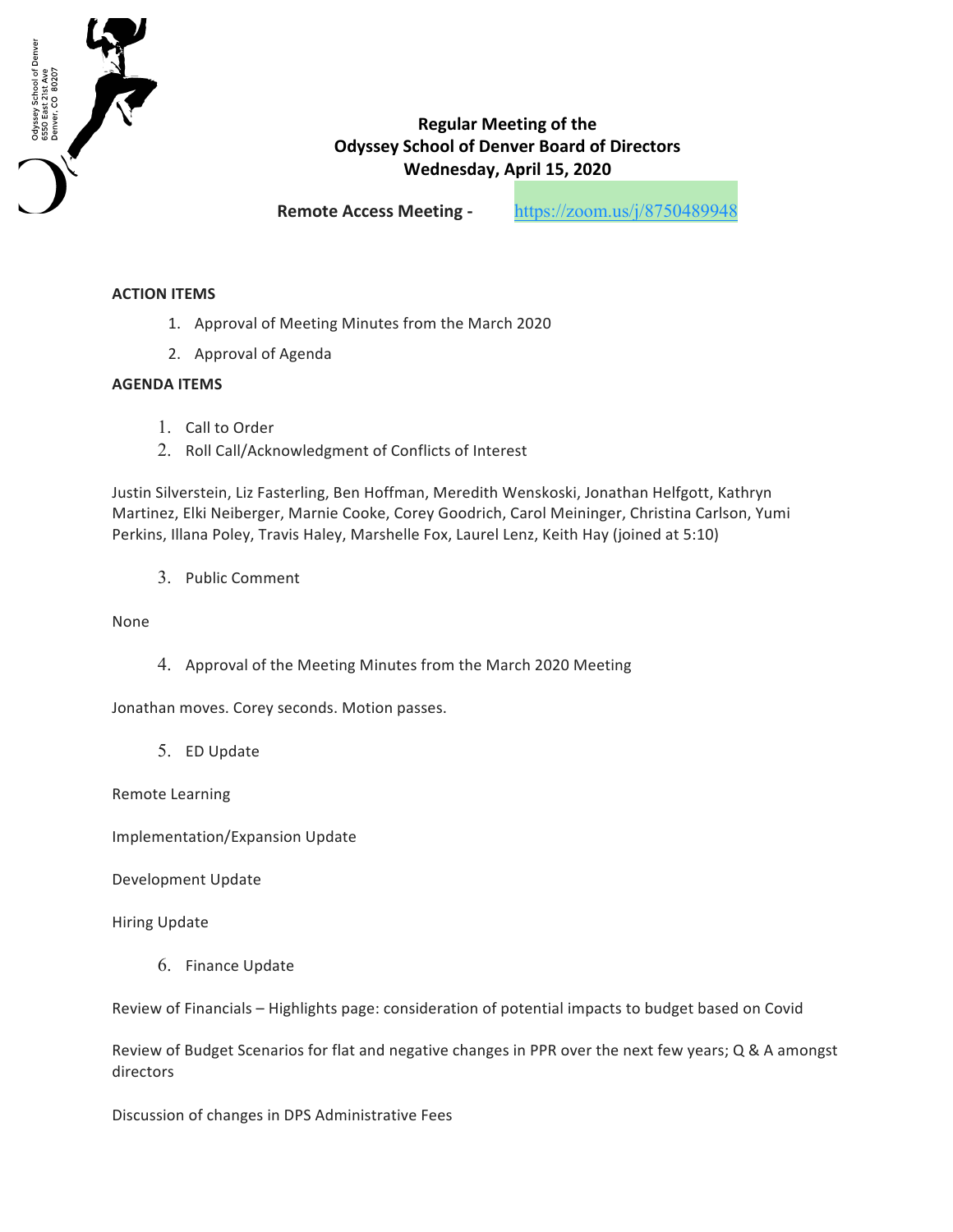Odyssey School of Denver
6550 East 21st Ave
Denver, CO 80207

**Regular Meeting of the**
**Odyssey School of Denver Board of Directors**
**Wednesday, April 15, 2020**

**Remote Access Meeting -** https://zoom.us/j/8750489948

**ACTION ITEMS**

1. Approval of Meeting Minutes from the March 2020
2. Approval of Agenda

**AGENDA ITEMS**

1. Call to Order
2. Roll Call/Acknowledgment of Conflicts of Interest

Justin Silverstein, Liz Fasterling, Ben Hoffman, Meredith Wenskoski, Jonathan Helfgott, Kathryn Martinez, Elki Neiberger, Marnie Cooke, Corey Goodrich, Carol Meininger, Christina Carlson, Yumi Perkins, Illana Poley, Travis Haley, Marshelle Fox, Laurel Lenz, Keith Hay (joined at 5:10)

3. Public Comment

None

4. Approval of the Meeting Minutes from the March 2020 Meeting

Jonathan moves. Corey seconds. Motion passes.

5. ED Update

Remote Learning

Implementation/Expansion Update

Development Update

Hiring Update

6. Finance Update

Review of Financials – Highlights page: consideration of potential impacts to budget based on Covid

Review of Budget Scenarios for flat and negative changes in PPR over the next few years; Q & A amongst directors

Discussion of changes in DPS Administrative Fees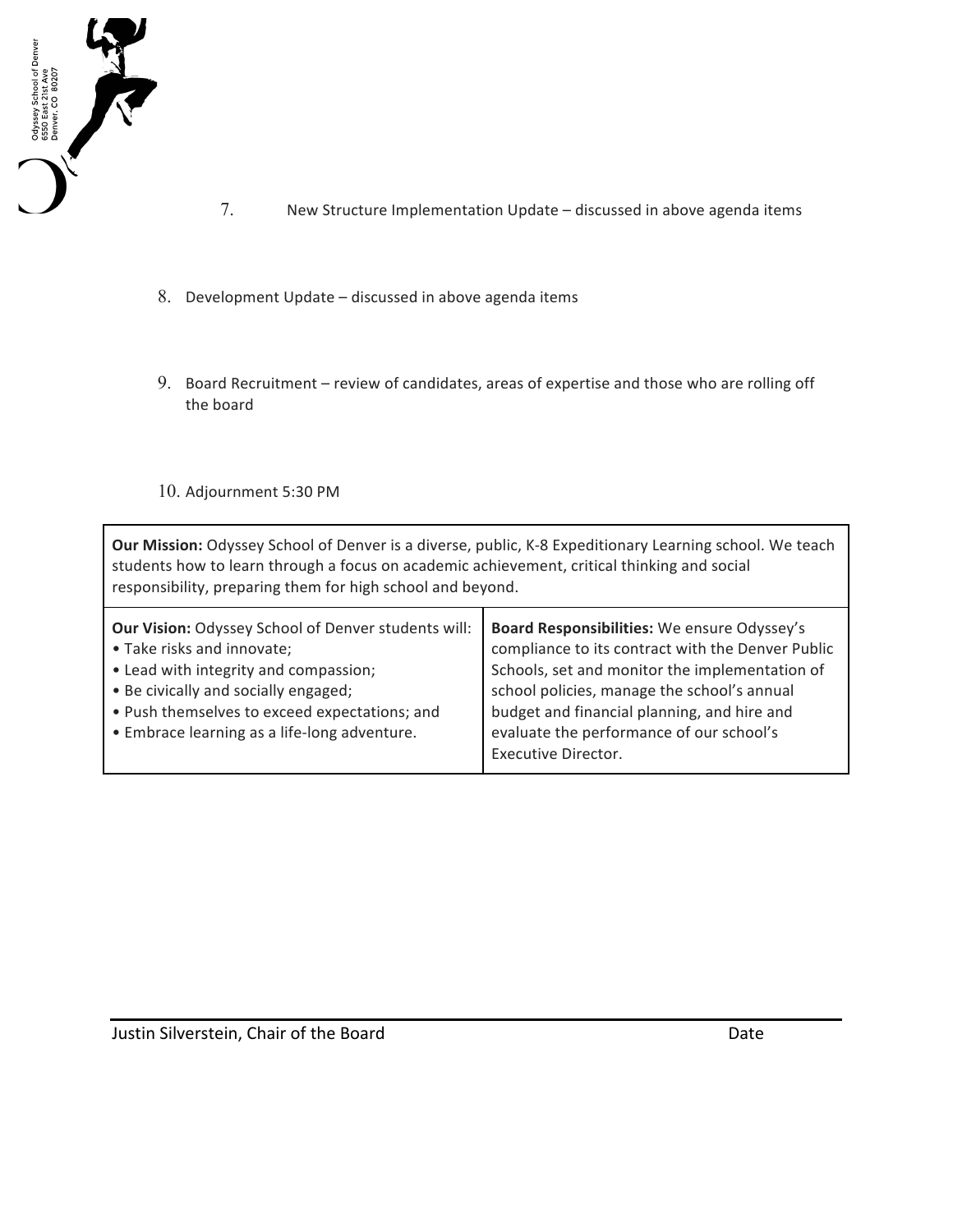7. New Structure Implementation Update – discussed in above agenda items

8. Development Update – discussed in above agenda items

9. Board Recruitment – review of candidates, areas of expertise and those who are rolling off the board

10. Adjournment 5:30 PM

| | |
|---|---|
| **Our Mission:** Odyssey School of Denver is a diverse, public, K-8 Expeditionary Learning school. We teach students how to learn through a focus on academic achievement, critical thinking and social responsibility, preparing them for high school and beyond. | |
| **Our Vision:** Odyssey School of Denver students will:<br>• Take risks and innovate;<br>• Lead with integrity and compassion;<br>• Be civically and socially engaged;<br>• Push themselves to exceed expectations; and<br>• Embrace learning as a life-long adventure. | **Board Responsibilities:** We ensure Odyssey's compliance to its contract with the Denver Public Schools, set and monitor the implementation of school policies, manage the school's annual budget and financial planning, and hire and evaluate the performance of our school's Executive Director. |

Justin Silverstein, Chair of the Board Date